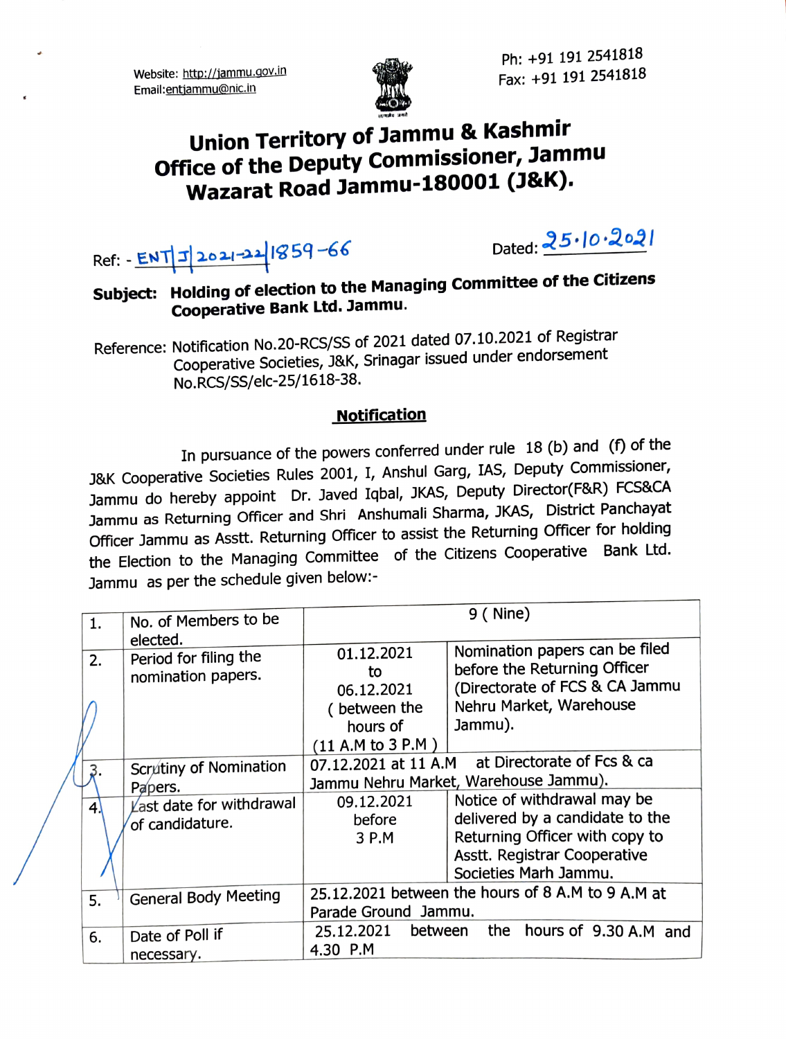Website: http://jammu.gov.in
Email:entjammu@nic.in

Ph: +91 191 2541818
Fax: +91 191 2541818

# Union Territory of Jammu & Kashmir
# Office of the Deputy Commissioner, Jammu
# Wazarat Road Jammu-180001 (J&K).

Ref: - ENT/J/2021-22/1859-66

Dated: 25.10.2021

**Subject: Holding of election to the Managing Committee of the Citizens Cooperative Bank Ltd. Jammu.**

Reference: Notification No.20-RCS/SS of 2021 dated 07.10.2021 of Registrar Cooperative Societies, J&K, Srinagar issued under endorsement No.RCS/SS/elc-25/1618-38.

## Notification

In pursuance of the powers conferred under rule 18 (b) and (f) of the J&K Cooperative Societies Rules 2001, I, Anshul Garg, IAS, Deputy Commissioner, Jammu do hereby appoint Dr. Javed Iqbal, JKAS, Deputy Director(F&R) FCS&CA Jammu as Returning Officer and Shri Anshumali Sharma, JKAS, District Panchayat Officer Jammu as Asstt. Returning Officer to assist the Returning Officer for holding the Election to the Managing Committee of the Citizens Cooperative Bank Ltd. Jammu as per the schedule given below:-

| | | | |
|---|---|---|---|
| 1. | No. of Members to be elected. | 9 ( Nine) | |
| 2. | Period for filing the nomination papers. | 01.12.2021 to 06.12.2021 ( between the hours of (11 A.M to 3 P.M ) | Nomination papers can be filed before the Returning Officer (Directorate of FCS & CA Jammu Nehru Market, Warehouse Jammu). |
| 3. | Scrutiny of Nomination Papers. | 07.12.2021 at 11 A.M at Directorate of Fcs & ca Jammu Nehru Market, Warehouse Jammu). | |
| 4. | Last date for withdrawal of candidature. | 09.12.2021 before 3 P.M | Notice of withdrawal may be delivered by a candidate to the Returning Officer with copy to Asstt. Registrar Cooperative Societies Marh Jammu. |
| 5. | General Body Meeting | 25.12.2021 between the hours of 8 A.M to 9 A.M at Parade Ground Jammu. | |
| 6. | Date of Poll if necessary. | 25.12.2021 between the hours of 9.30 A.M and 4.30 P.M | |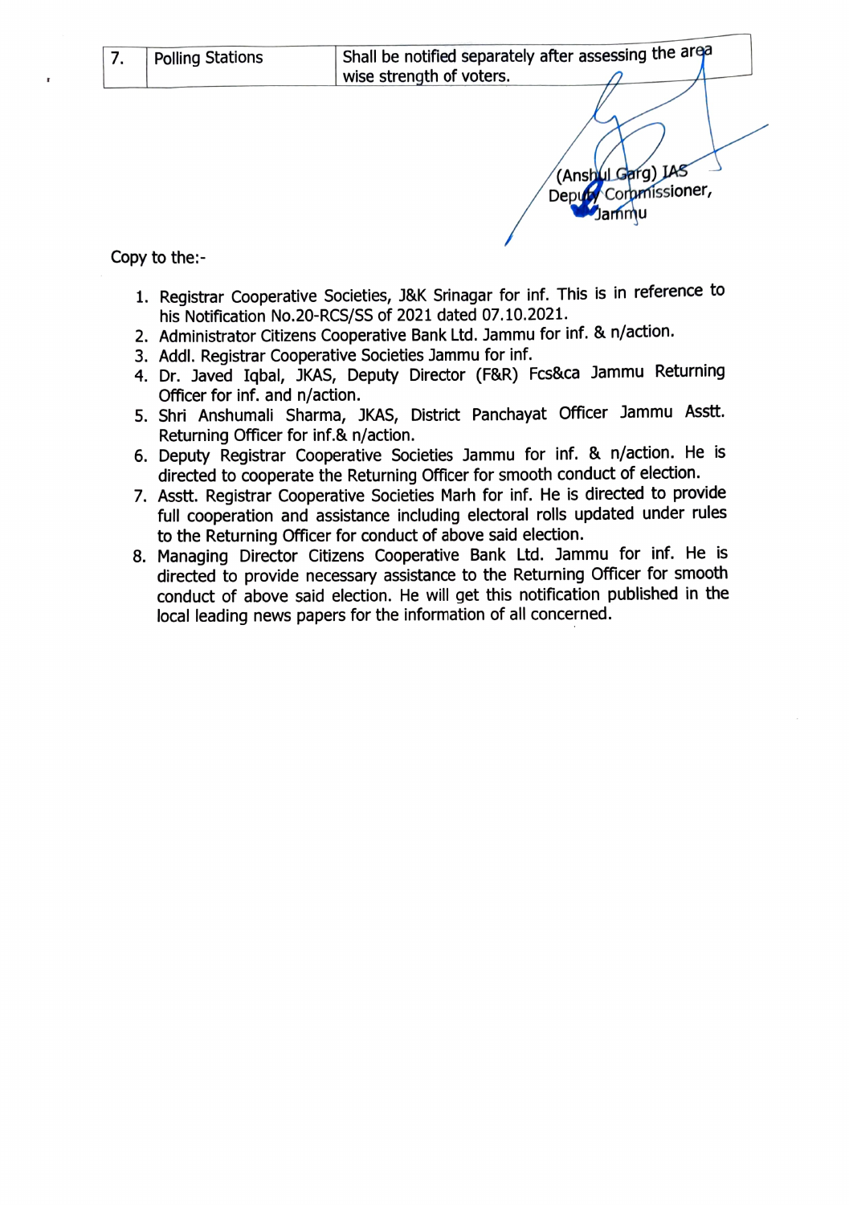| | | |
|---|---|---|
| 7. | Polling Stations | Shall be notified separately after assessing the area wise strength of voters. |

(Anshul Garg) IAS
Deputy Commissioner,
Jammu

Copy to the:-

1. Registrar Cooperative Societies, J&K Srinagar for inf. This is in reference to his Notification No.20-RCS/SS of 2021 dated 07.10.2021.
2. Administrator Citizens Cooperative Bank Ltd. Jammu for inf. & n/action.
3. Addl. Registrar Cooperative Societies Jammu for inf.
4. Dr. Javed Iqbal, JKAS, Deputy Director (F&R) Fcs&ca Jammu Returning Officer for inf. and n/action.
5. Shri Anshumali Sharma, JKAS, District Panchayat Officer Jammu Asstt. Returning Officer for inf.& n/action.
6. Deputy Registrar Cooperative Societies Jammu for inf. & n/action. He is directed to cooperate the Returning Officer for smooth conduct of election.
7. Asstt. Registrar Cooperative Societies Marh for inf. He is directed to provide full cooperation and assistance including electoral rolls updated under rules to the Returning Officer for conduct of above said election.
8. Managing Director Citizens Cooperative Bank Ltd. Jammu for inf. He is directed to provide necessary assistance to the Returning Officer for smooth conduct of above said election. He will get this notification published in the local leading news papers for the information of all concerned.